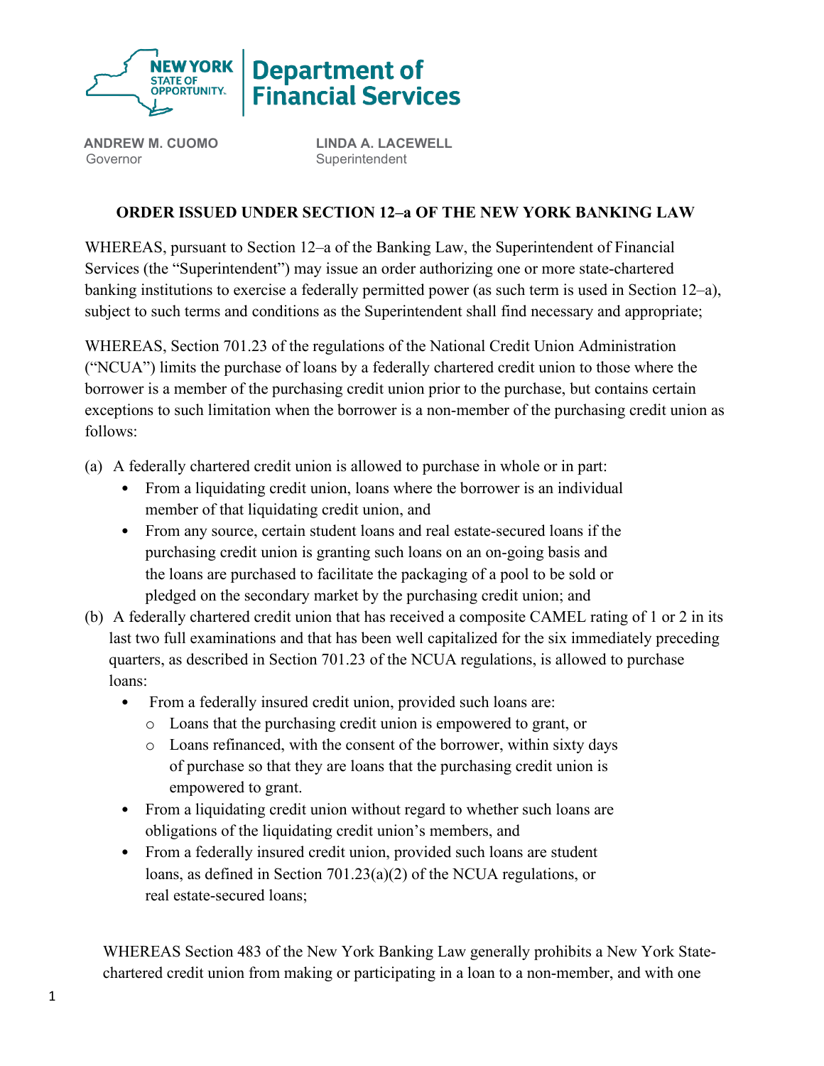**NEW YORK STATE OF OPPORTUNITY.** | **Department of Financial Services**

**ANDREW M. CUOMO**
Governor

**LINDA A. LACEWELL**
Superintendent

## ORDER ISSUED UNDER SECTION 12–a OF THE NEW YORK BANKING LAW

WHEREAS, pursuant to Section 12–a of the Banking Law, the Superintendent of Financial Services (the "Superintendent") may issue an order authorizing one or more state-chartered banking institutions to exercise a federally permitted power (as such term is used in Section 12–a), subject to such terms and conditions as the Superintendent shall find necessary and appropriate;

WHEREAS, Section 701.23 of the regulations of the National Credit Union Administration ("NCUA") limits the purchase of loans by a federally chartered credit union to those where the borrower is a member of the purchasing credit union prior to the purchase, but contains certain exceptions to such limitation when the borrower is a non-member of the purchasing credit union as follows:

(a) A federally chartered credit union is allowed to purchase in whole or in part:
   - From a liquidating credit union, loans where the borrower is an individual member of that liquidating credit union, and
   - From any source, certain student loans and real estate-secured loans if the purchasing credit union is granting such loans on an on-going basis and the loans are purchased to facilitate the packaging of a pool to be sold or pledged on the secondary market by the purchasing credit union; and

(b) A federally chartered credit union that has received a composite CAMEL rating of 1 or 2 in its last two full examinations and that has been well capitalized for the six immediately preceding quarters, as described in Section 701.23 of the NCUA regulations, is allowed to purchase loans:
   - From a federally insured credit union, provided such loans are:
     - Loans that the purchasing credit union is empowered to grant, or
     - Loans refinanced, with the consent of the borrower, within sixty days of purchase so that they are loans that the purchasing credit union is empowered to grant.
   - From a liquidating credit union without regard to whether such loans are obligations of the liquidating credit union's members, and
   - From a federally insured credit union, provided such loans are student loans, as defined in Section 701.23(a)(2) of the NCUA regulations, or real estate-secured loans;

WHEREAS Section 483 of the New York Banking Law generally prohibits a New York State-chartered credit union from making or participating in a loan to a non-member, and with one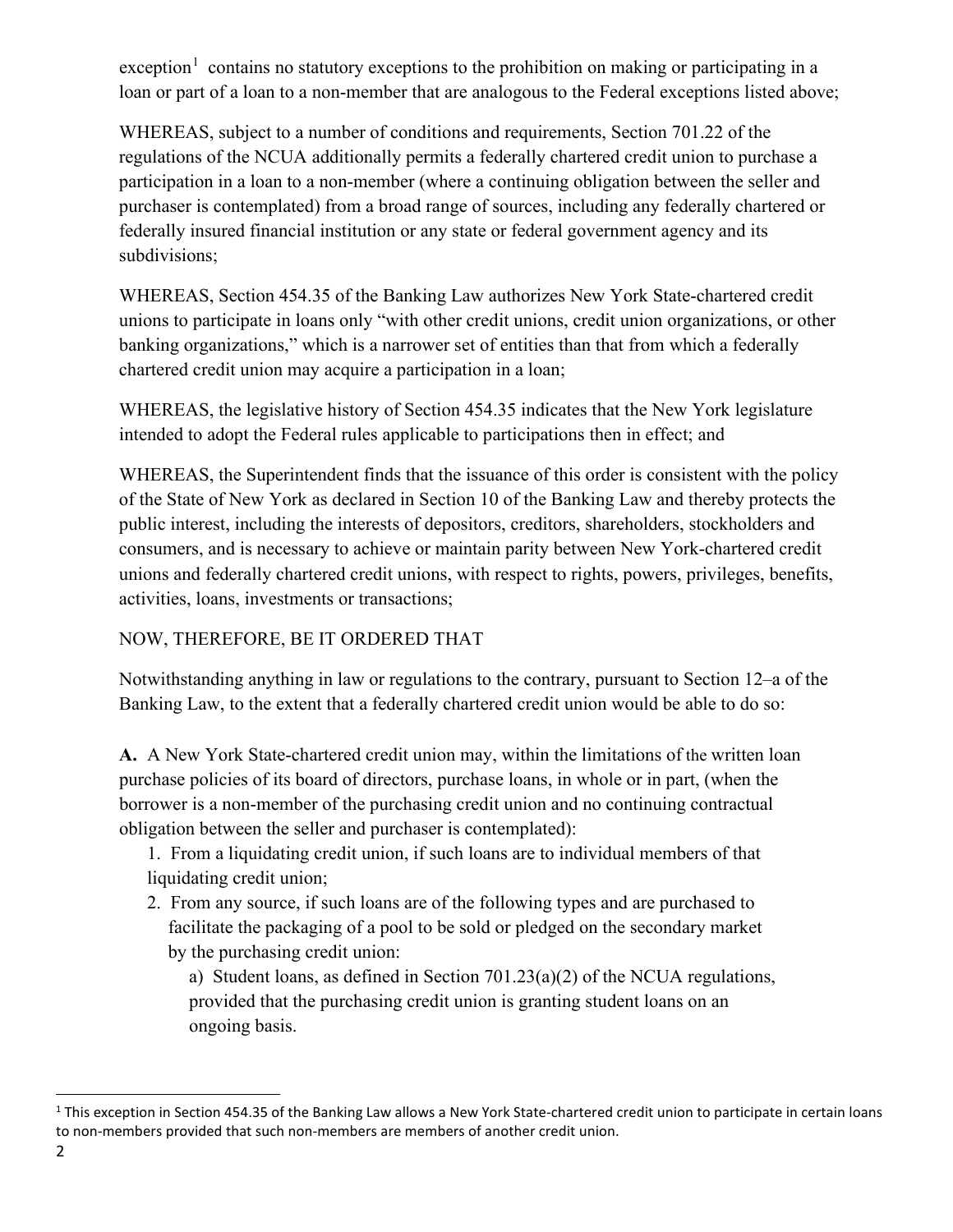exception[1] contains no statutory exceptions to the prohibition on making or participating in a loan or part of a loan to a non-member that are analogous to the Federal exceptions listed above;

WHEREAS, subject to a number of conditions and requirements, Section 701.22 of the regulations of the NCUA additionally permits a federally chartered credit union to purchase a participation in a loan to a non-member (where a continuing obligation between the seller and purchaser is contemplated) from a broad range of sources, including any federally chartered or federally insured financial institution or any state or federal government agency and its subdivisions;

WHEREAS, Section 454.35 of the Banking Law authorizes New York State-chartered credit unions to participate in loans only "with other credit unions, credit union organizations, or other banking organizations," which is a narrower set of entities than that from which a federally chartered credit union may acquire a participation in a loan;

WHEREAS, the legislative history of Section 454.35 indicates that the New York legislature intended to adopt the Federal rules applicable to participations then in effect; and

WHEREAS, the Superintendent finds that the issuance of this order is consistent with the policy of the State of New York as declared in Section 10 of the Banking Law and thereby protects the public interest, including the interests of depositors, creditors, shareholders, stockholders and consumers, and is necessary to achieve or maintain parity between New York-chartered credit unions and federally chartered credit unions, with respect to rights, powers, privileges, benefits, activities, loans, investments or transactions;

NOW, THEREFORE, BE IT ORDERED THAT

Notwithstanding anything in law or regulations to the contrary, pursuant to Section 12–a of the Banking Law, to the extent that a federally chartered credit union would be able to do so:

**A.** A New York State-chartered credit union may, within the limitations of the written loan purchase policies of its board of directors, purchase loans, in whole or in part, (when the borrower is a non-member of the purchasing credit union and no continuing contractual obligation between the seller and purchaser is contemplated):

1. From a liquidating credit union, if such loans are to individual members of that liquidating credit union;
2. From any source, if such loans are of the following types and are purchased to facilitate the packaging of a pool to be sold or pledged on the secondary market by the purchasing credit union:
    a) Student loans, as defined in Section 701.23(a)(2) of the NCUA regulations, provided that the purchasing credit union is granting student loans on an ongoing basis.

[1] This exception in Section 454.35 of the Banking Law allows a New York State-chartered credit union to participate in certain loans to non-members provided that such non-members are members of another credit union.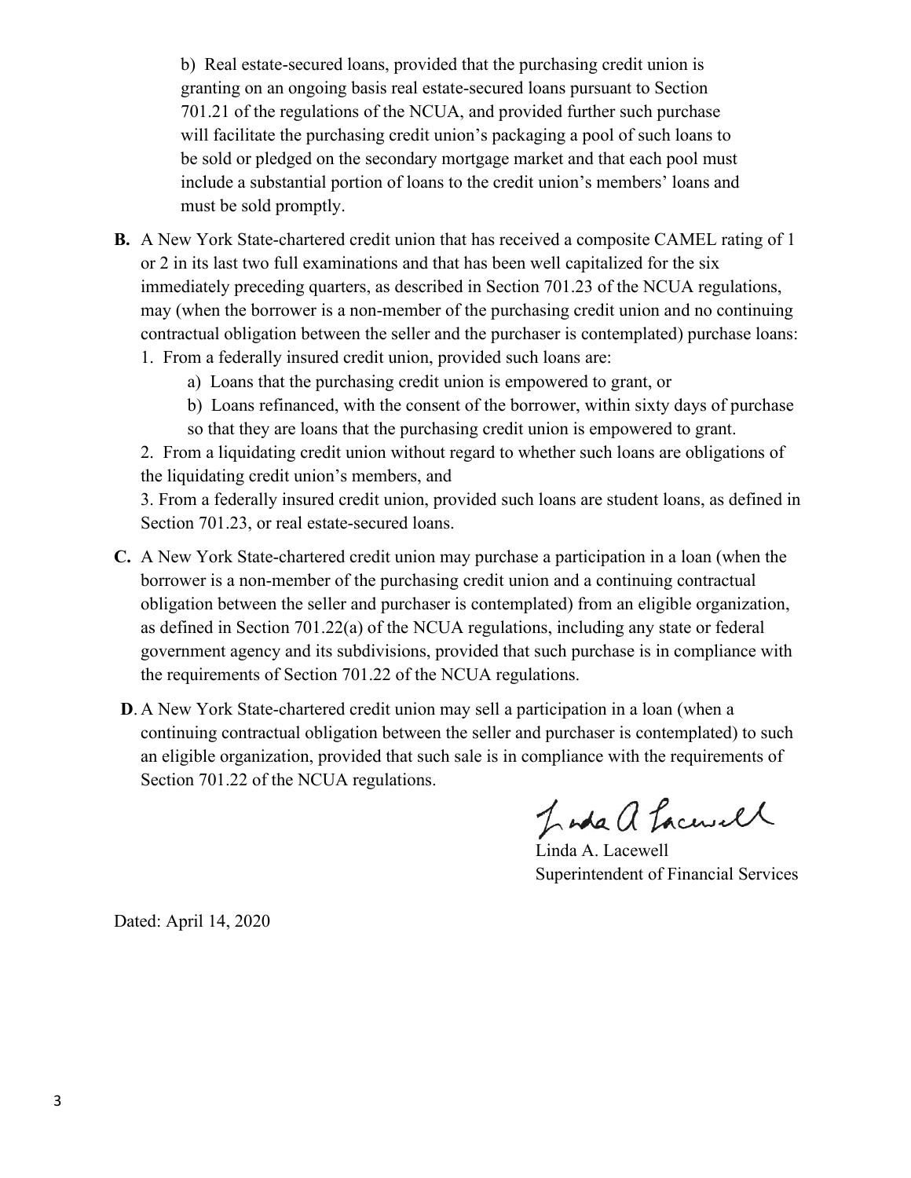b) Real estate-secured loans, provided that the purchasing credit union is granting on an ongoing basis real estate-secured loans pursuant to Section 701.21 of the regulations of the NCUA, and provided further such purchase will facilitate the purchasing credit union's packaging a pool of such loans to be sold or pledged on the secondary mortgage market and that each pool must include a substantial portion of loans to the credit union's members' loans and must be sold promptly.

**B.** A New York State-chartered credit union that has received a composite CAMEL rating of 1 or 2 in its last two full examinations and that has been well capitalized for the six immediately preceding quarters, as described in Section 701.23 of the NCUA regulations, may (when the borrower is a non-member of the purchasing credit union and no continuing contractual obligation between the seller and the purchaser is contemplated) purchase loans:

1. From a federally insured credit union, provided such loans are:
   a) Loans that the purchasing credit union is empowered to grant, or
   b) Loans refinanced, with the consent of the borrower, within sixty days of purchase so that they are loans that the purchasing credit union is empowered to grant.
2. From a liquidating credit union without regard to whether such loans are obligations of the liquidating credit union's members, and
3. From a federally insured credit union, provided such loans are student loans, as defined in Section 701.23, or real estate-secured loans.

**C.** A New York State-chartered credit union may purchase a participation in a loan (when the borrower is a non-member of the purchasing credit union and a continuing contractual obligation between the seller and purchaser is contemplated) from an eligible organization, as defined in Section 701.22(a) of the NCUA regulations, including any state or federal government agency and its subdivisions, provided that such purchase is in compliance with the requirements of Section 701.22 of the NCUA regulations.

**D**. A New York State-chartered credit union may sell a participation in a loan (when a continuing contractual obligation between the seller and purchaser is contemplated) to such an eligible organization, provided that such sale is in compliance with the requirements of Section 701.22 of the NCUA regulations.

Linda A. Lacewell
Superintendent of Financial Services

Dated: April 14, 2020